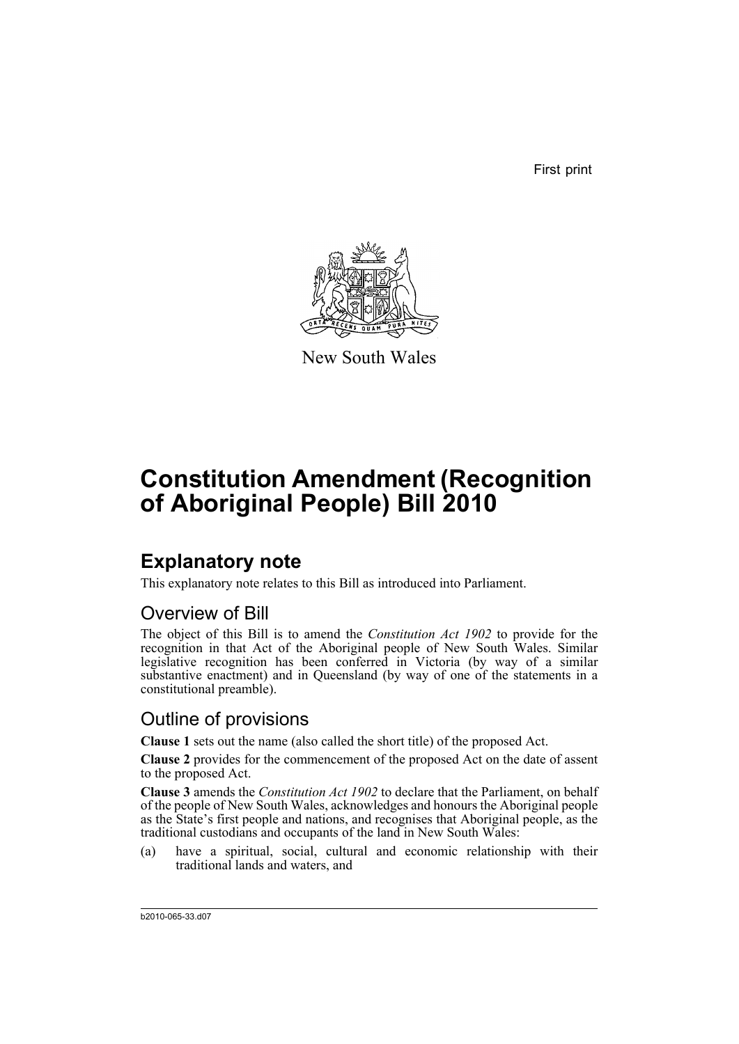First print

New South Wales

# Constitution Amendment (Recognition of Aboriginal People) Bill 2010

## Explanatory note

This explanatory note relates to this Bill as introduced into Parliament.

### Overview of Bill

The object of this Bill is to amend the *Constitution Act 1902* to provide for the recognition in that Act of the Aboriginal people of New South Wales. Similar legislative recognition has been conferred in Victoria (by way of a similar substantive enactment) and in Queensland (by way of one of the statements in a constitutional preamble).

### Outline of provisions

**Clause 1** sets out the name (also called the short title) of the proposed Act.

**Clause 2** provides for the commencement of the proposed Act on the date of assent to the proposed Act.

**Clause 3** amends the *Constitution Act 1902* to declare that the Parliament, on behalf of the people of New South Wales, acknowledges and honours the Aboriginal people as the State's first people and nations, and recognises that Aboriginal people, as the traditional custodians and occupants of the land in New South Wales:

(a) have a spiritual, social, cultural and economic relationship with their traditional lands and waters, and

b2010-065-33.d07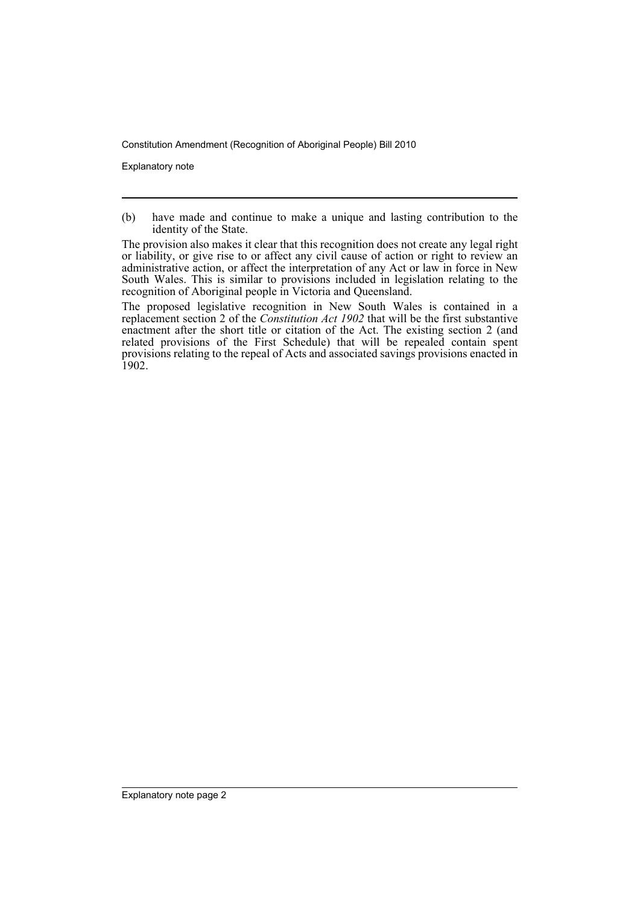(b) have made and continue to make a unique and lasting contribution to the identity of the State.

The provision also makes it clear that this recognition does not create any legal right or liability, or give rise to or affect any civil cause of action or right to review an administrative action, or affect the interpretation of any Act or law in force in New South Wales. This is similar to provisions included in legislation relating to the recognition of Aboriginal people in Victoria and Queensland.

The proposed legislative recognition in New South Wales is contained in a replacement section 2 of the *Constitution Act 1902* that will be the first substantive enactment after the short title or citation of the Act. The existing section 2 (and related provisions of the First Schedule) that will be repealed contain spent provisions relating to the repeal of Acts and associated savings provisions enacted in 1902.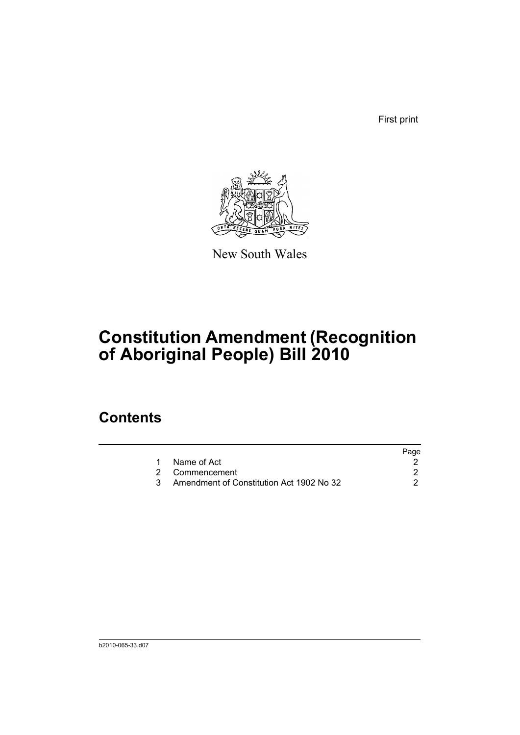First print

New South Wales

# Constitution Amendment (Recognition of Aboriginal People) Bill 2010

## Contents

| | | Page |
|---|---|---|
| 1 | Name of Act | 2 |
| 2 | Commencement | 2 |
| 3 | Amendment of Constitution Act 1902 No 32 | 2 |

b2010-065-33.d07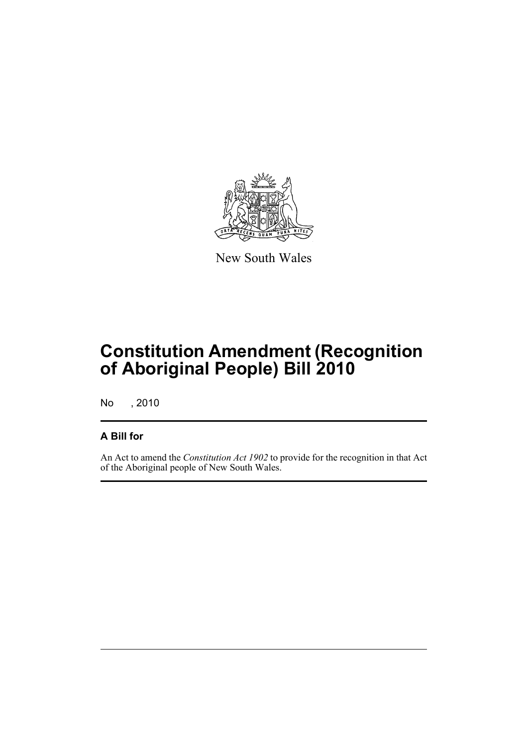New South Wales

# Constitution Amendment (Recognition of Aboriginal People) Bill 2010

No , 2010

## A Bill for

An Act to amend the *Constitution Act 1902* to provide for the recognition in that Act of the Aboriginal people of New South Wales.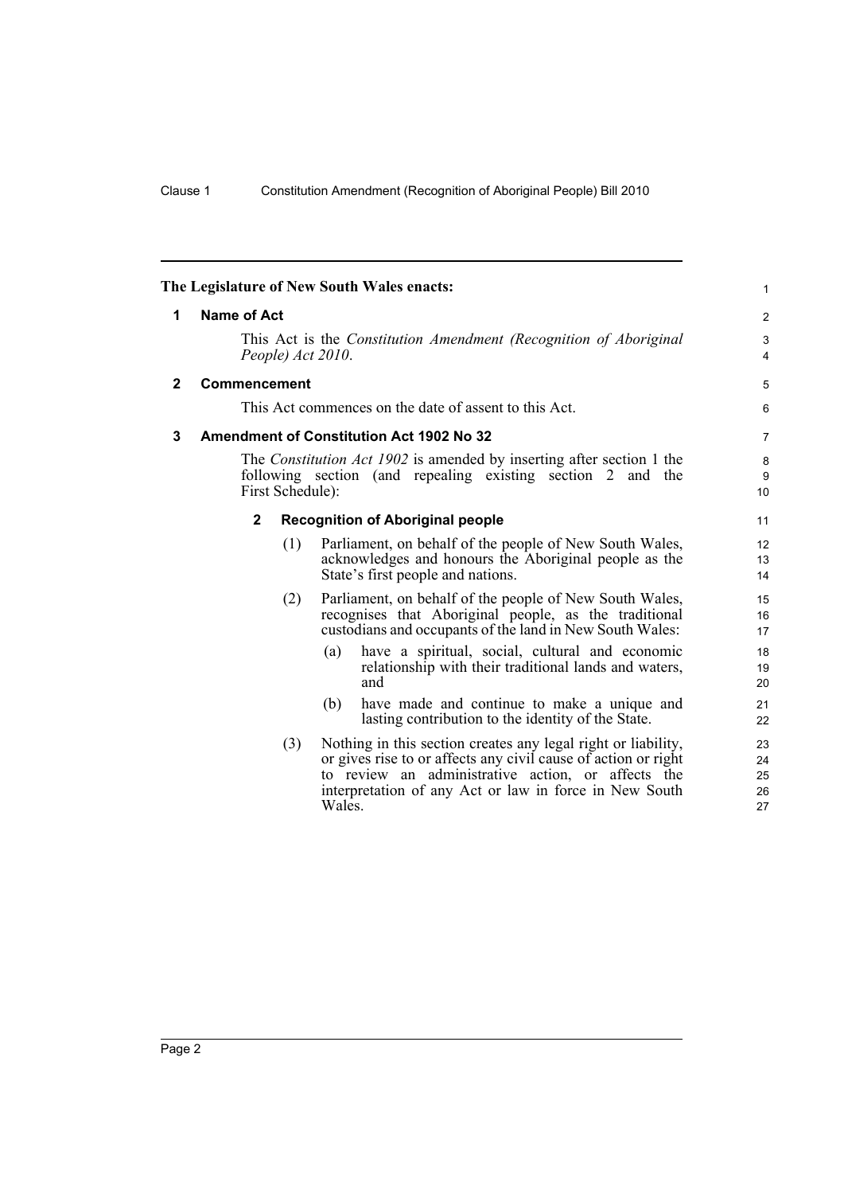The Legislature of New South Wales enacts:

## 1 Name of Act

This Act is the *Constitution Amendment (Recognition of Aboriginal People) Act 2010*.

## 2 Commencement

This Act commences on the date of assent to this Act.

## 3 Amendment of Constitution Act 1902 No 32

The *Constitution Act 1902* is amended by inserting after section 1 the following section (and repealing existing section 2 and the First Schedule):

### 2 Recognition of Aboriginal people

(1) Parliament, on behalf of the people of New South Wales, acknowledges and honours the Aboriginal people as the State's first people and nations.

(2) Parliament, on behalf of the people of New South Wales, recognises that Aboriginal people, as the traditional custodians and occupants of the land in New South Wales:

- (a) have a spiritual, social, cultural and economic relationship with their traditional lands and waters, and
- (b) have made and continue to make a unique and lasting contribution to the identity of the State.

(3) Nothing in this section creates any legal right or liability, or gives rise to or affects any civil cause of action or right to review an administrative action, or affects the interpretation of any Act or law in force in New South Wales.